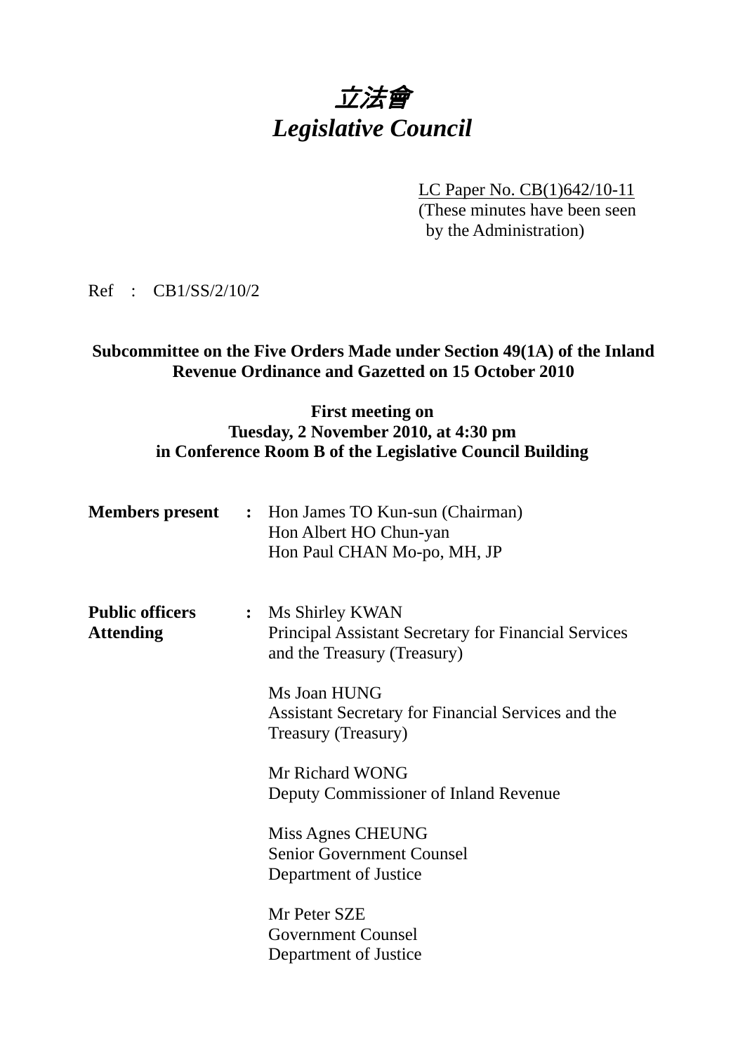# 立法會
# *Legislative Council*

LC Paper No. CB(1)642/10-11
(These minutes have been seen by the Administration)

Ref : CB1/SS/2/10/2

**Subcommittee on the Five Orders Made under Section 49(1A) of the Inland Revenue Ordinance and Gazetted on 15 October 2010**

**First meeting on Tuesday, 2 November 2010, at 4:30 pm in Conference Room B of the Legislative Council Building**

**Members present** : Hon James TO Kun-sun (Chairman)
Hon Albert HO Chun-yan
Hon Paul CHAN Mo-po, MH, JP

**Public officers Attending** : Ms Shirley KWAN
Principal Assistant Secretary for Financial Services and the Treasury (Treasury)

Ms Joan HUNG
Assistant Secretary for Financial Services and the Treasury (Treasury)

Mr Richard WONG
Deputy Commissioner of Inland Revenue

Miss Agnes CHEUNG
Senior Government Counsel
Department of Justice

Mr Peter SZE
Government Counsel
Department of Justice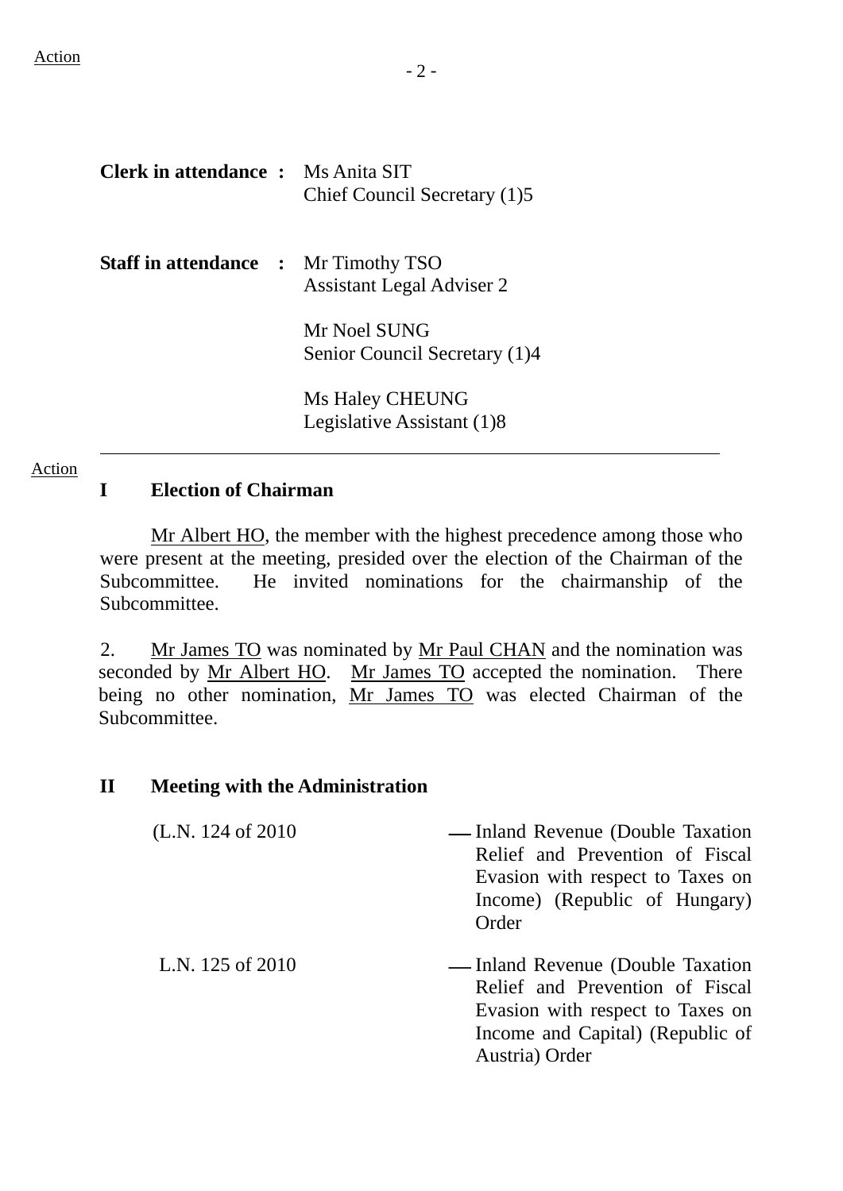Action

**Clerk in attendance :** Ms Anita SIT
Chief Council Secretary (1)5

**Staff in attendance :** Mr Timothy TSO
Assistant Legal Adviser 2

Mr Noel SUNG
Senior Council Secretary (1)4

Ms Haley CHEUNG
Legislative Assistant (1)8

---

Action

## I Election of Chairman

Mr Albert HO, the member with the highest precedence among those who were present at the meeting, presided over the election of the Chairman of the Subcommittee. He invited nominations for the chairmanship of the Subcommittee.

2. Mr James TO was nominated by Mr Paul CHAN and the nomination was seconded by Mr Albert HO. Mr James TO accepted the nomination. There being no other nomination, Mr James TO was elected Chairman of the Subcommittee.

## II Meeting with the Administration

(L.N. 124 of 2010 — Inland Revenue (Double Taxation Relief and Prevention of Fiscal Evasion with respect to Taxes on Income) (Republic of Hungary) Order

L.N. 125 of 2010 — Inland Revenue (Double Taxation Relief and Prevention of Fiscal Evasion with respect to Taxes on Income and Capital) (Republic of Austria) Order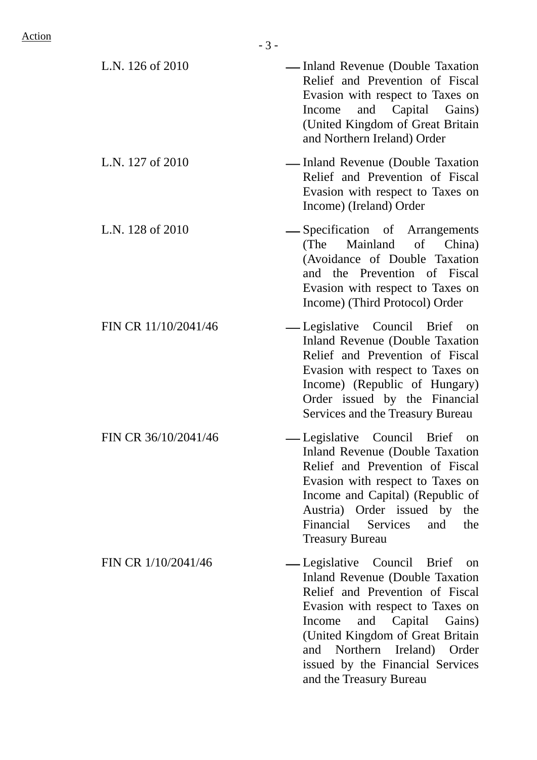Action

| | |
|---|---|
| L.N. 126 of 2010 | — Inland Revenue (Double Taxation Relief and Prevention of Fiscal Evasion with respect to Taxes on Income and Capital Gains) (United Kingdom of Great Britain and Northern Ireland) Order |
| L.N. 127 of 2010 | — Inland Revenue (Double Taxation Relief and Prevention of Fiscal Evasion with respect to Taxes on Income) (Ireland) Order |
| L.N. 128 of 2010 | — Specification of Arrangements (The Mainland of China) (Avoidance of Double Taxation and the Prevention of Fiscal Evasion with respect to Taxes on Income) (Third Protocol) Order |
| FIN CR 11/10/2041/46 | — Legislative Council Brief on Inland Revenue (Double Taxation Relief and Prevention of Fiscal Evasion with respect to Taxes on Income) (Republic of Hungary) Order issued by the Financial Services and the Treasury Bureau |
| FIN CR 36/10/2041/46 | — Legislative Council Brief on Inland Revenue (Double Taxation Relief and Prevention of Fiscal Evasion with respect to Taxes on Income and Capital) (Republic of Austria) Order issued by the Financial Services and the Treasury Bureau |
| FIN CR 1/10/2041/46 | — Legislative Council Brief on Inland Revenue (Double Taxation Relief and Prevention of Fiscal Evasion with respect to Taxes on Income and Capital Gains) (United Kingdom of Great Britain and Northern Ireland) Order issued by the Financial Services and the Treasury Bureau |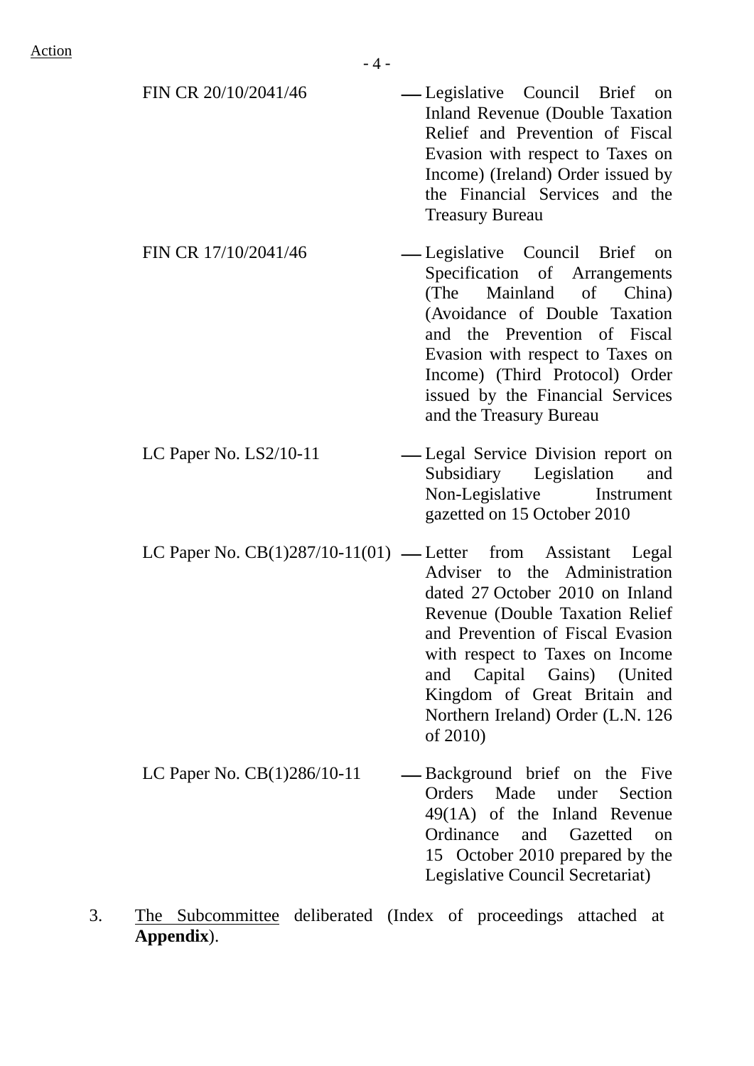Action

| | | |
|---|---|---|
| FIN CR 20/10/2041/46 | — | Legislative Council Brief on Inland Revenue (Double Taxation Relief and Prevention of Fiscal Evasion with respect to Taxes on Income) (Ireland) Order issued by the Financial Services and the Treasury Bureau |
| FIN CR 17/10/2041/46 | — | Legislative Council Brief on Specification of Arrangements (The Mainland of China) (Avoidance of Double Taxation and the Prevention of Fiscal Evasion with respect to Taxes on Income) (Third Protocol) Order issued by the Financial Services and the Treasury Bureau |
| LC Paper No. LS2/10-11 | — | Legal Service Division report on Subsidiary Legislation and Non-Legislative Instrument gazetted on 15 October 2010 |
| LC Paper No. CB(1)287/10-11(01) | — | Letter from Assistant Legal Adviser to the Administration dated 27 October 2010 on Inland Revenue (Double Taxation Relief and Prevention of Fiscal Evasion with respect to Taxes on Income and Capital Gains) (United Kingdom of Great Britain and Northern Ireland) Order (L.N. 126 of 2010) |
| LC Paper No. CB(1)286/10-11 | — | Background brief on the Five Orders Made under Section 49(1A) of the Inland Revenue Ordinance and Gazetted on 15 October 2010 prepared by the Legislative Council Secretariat) |

3. The Subcommittee deliberated (Index of proceedings attached at **Appendix**).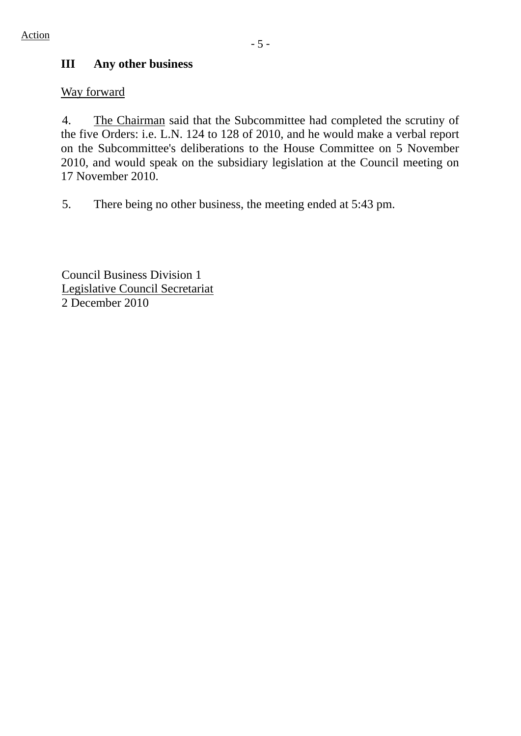Action

## III Any other business

Way forward

4. The Chairman said that the Subcommittee had completed the scrutiny of the five Orders: i.e. L.N. 124 to 128 of 2010, and he would make a verbal report on the Subcommittee's deliberations to the House Committee on 5 November 2010, and would speak on the subsidiary legislation at the Council meeting on 17 November 2010.

5. There being no other business, the meeting ended at 5:43 pm.

Council Business Division 1
Legislative Council Secretariat
2 December 2010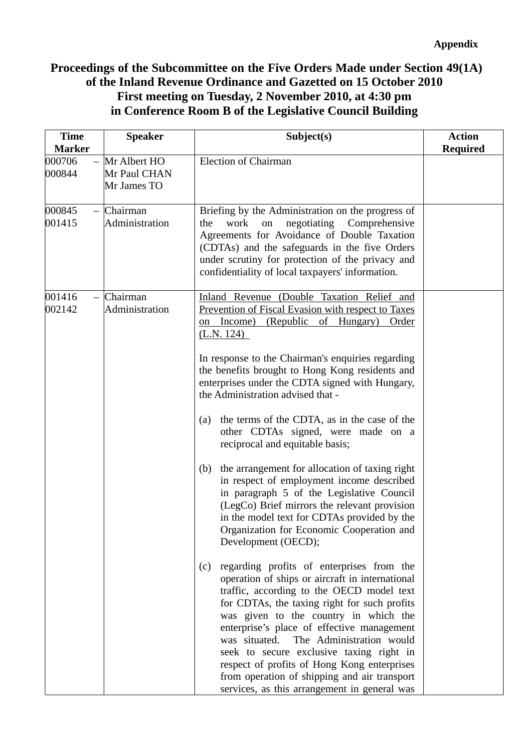**Appendix**

# Proceedings of the Subcommittee on the Five Orders Made under Section 49(1A) of the Inland Revenue Ordinance and Gazetted on 15 October 2010 First meeting on Tuesday, 2 November 2010, at 4:30 pm in Conference Room B of the Legislative Council Building

| Time Marker | Speaker | Subject(s) | Action Required |
|---|---|---|---|
| 000706 – 000844 | Mr Albert HO<br>Mr Paul CHAN<br>Mr James TO | Election of Chairman | |
| 000845 – 001415 | Chairman<br>Administration | Briefing by the Administration on the progress of the work on negotiating Comprehensive Agreements for Avoidance of Double Taxation (CDTAs) and the safeguards in the five Orders under scrutiny for protection of the privacy and confidentiality of local taxpayers' information. | |
| 001416 – 002142 | Chairman<br>Administration | <u>Inland Revenue (Double Taxation Relief and Prevention of Fiscal Evasion with respect to Taxes on Income) (Republic of Hungary) Order (L.N. 124)</u><br><br>In response to the Chairman's enquiries regarding the benefits brought to Hong Kong residents and enterprises under the CDTA signed with Hungary, the Administration advised that -<br><br>(a) the terms of the CDTA, as in the case of the other CDTAs signed, were made on a reciprocal and equitable basis;<br><br>(b) the arrangement for allocation of taxing right in respect of employment income described in paragraph 5 of the Legislative Council (LegCo) Brief mirrors the relevant provision in the model text for CDTAs provided by the Organization for Economic Cooperation and Development (OECD);<br><br>(c) regarding profits of enterprises from the operation of ships or aircraft in international traffic, according to the OECD model text for CDTAs, the taxing right for such profits was given to the country in which the enterprise's place of effective management was situated. The Administration would seek to secure exclusive taxing right in respect of profits of Hong Kong enterprises from operation of shipping and air transport services, as this arrangement in general was | |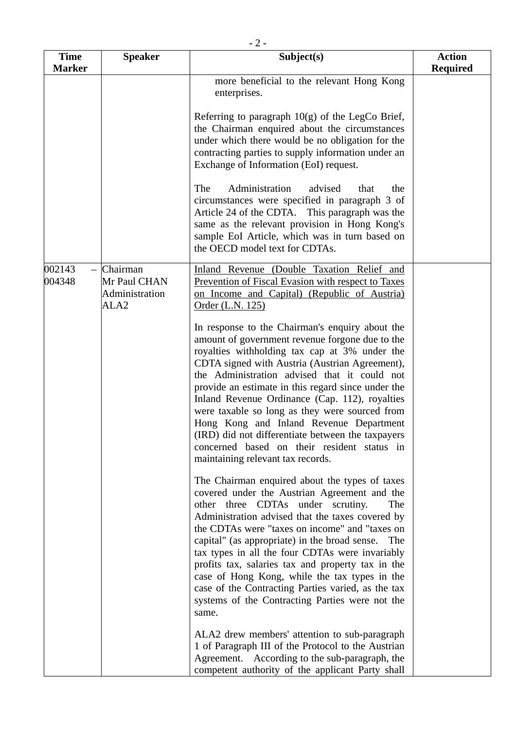| Time Marker | Speaker | Subject(s) | Action Required |
|---|---|---|---|
| | | more beneficial to the relevant Hong Kong enterprises.<br><br>Referring to paragraph 10(g) of the LegCo Brief, the Chairman enquired about the circumstances under which there would be no obligation for the contracting parties to supply information under an Exchange of Information (EoI) request.<br><br>The Administration advised that the circumstances were specified in paragraph 3 of Article 24 of the CDTA. This paragraph was the same as the relevant provision in Hong Kong's sample EoI Article, which was in turn based on the OECD model text for CDTAs. | |
| 002143 – 004348 | Chairman<br>Mr Paul CHAN<br>Administration<br>ALA2 | <u>Inland Revenue (Double Taxation Relief and Prevention of Fiscal Evasion with respect to Taxes on Income and Capital) (Republic of Austria) Order (L.N. 125)</u><br><br>In response to the Chairman's enquiry about the amount of government revenue forgone due to the royalties withholding tax cap at 3% under the CDTA signed with Austria (Austrian Agreement), the Administration advised that it could not provide an estimate in this regard since under the Inland Revenue Ordinance (Cap. 112), royalties were taxable so long as they were sourced from Hong Kong and Inland Revenue Department (IRD) did not differentiate between the taxpayers concerned based on their resident status in maintaining relevant tax records.<br><br>The Chairman enquired about the types of taxes covered under the Austrian Agreement and the other three CDTAs under scrutiny. The Administration advised that the taxes covered by the CDTAs were "taxes on income" and "taxes on capital" (as appropriate) in the broad sense. The tax types in all the four CDTAs were invariably profits tax, salaries tax and property tax in the case of Hong Kong, while the tax types in the case of the Contracting Parties varied, as the tax systems of the Contracting Parties were not the same.<br><br>ALA2 drew members' attention to sub-paragraph 1 of Paragraph III of the Protocol to the Austrian Agreement. According to the sub-paragraph, the competent authority of the applicant Party shall | |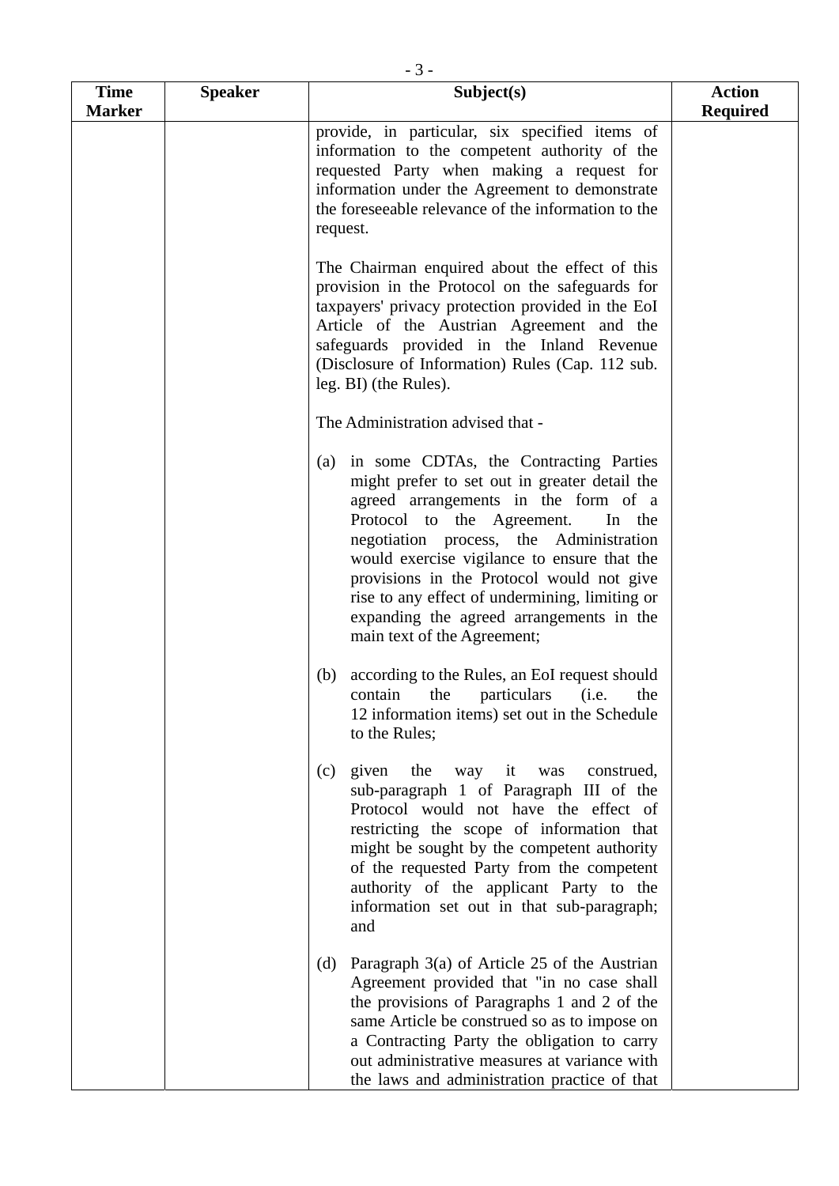| Time Marker | Speaker | Subject(s) | Action Required |
|---|---|---|---|
| | | provide, in particular, six specified items of information to the competent authority of the requested Party when making a request for information under the Agreement to demonstrate the foreseeable relevance of the information to the request.<br><br>The Chairman enquired about the effect of this provision in the Protocol on the safeguards for taxpayers' privacy protection provided in the EoI Article of the Austrian Agreement and the safeguards provided in the Inland Revenue (Disclosure of Information) Rules (Cap. 112 sub. leg. BI) (the Rules).<br><br>The Administration advised that -<br><br>(a) in some CDTAs, the Contracting Parties might prefer to set out in greater detail the agreed arrangements in the form of a Protocol to the Agreement. In the negotiation process, the Administration would exercise vigilance to ensure that the provisions in the Protocol would not give rise to any effect of undermining, limiting or expanding the agreed arrangements in the main text of the Agreement;<br><br>(b) according to the Rules, an EoI request should contain the particulars (i.e. the 12 information items) set out in the Schedule to the Rules;<br><br>(c) given the way it was construed, sub-paragraph 1 of Paragraph III of the Protocol would not have the effect of restricting the scope of information that might be sought by the competent authority of the requested Party from the competent authority of the applicant Party to the information set out in that sub-paragraph; and<br><br>(d) Paragraph 3(a) of Article 25 of the Austrian Agreement provided that "in no case shall the provisions of Paragraphs 1 and 2 of the same Article be construed so as to impose on a Contracting Party the obligation to carry out administrative measures at variance with the laws and administration practice of that | |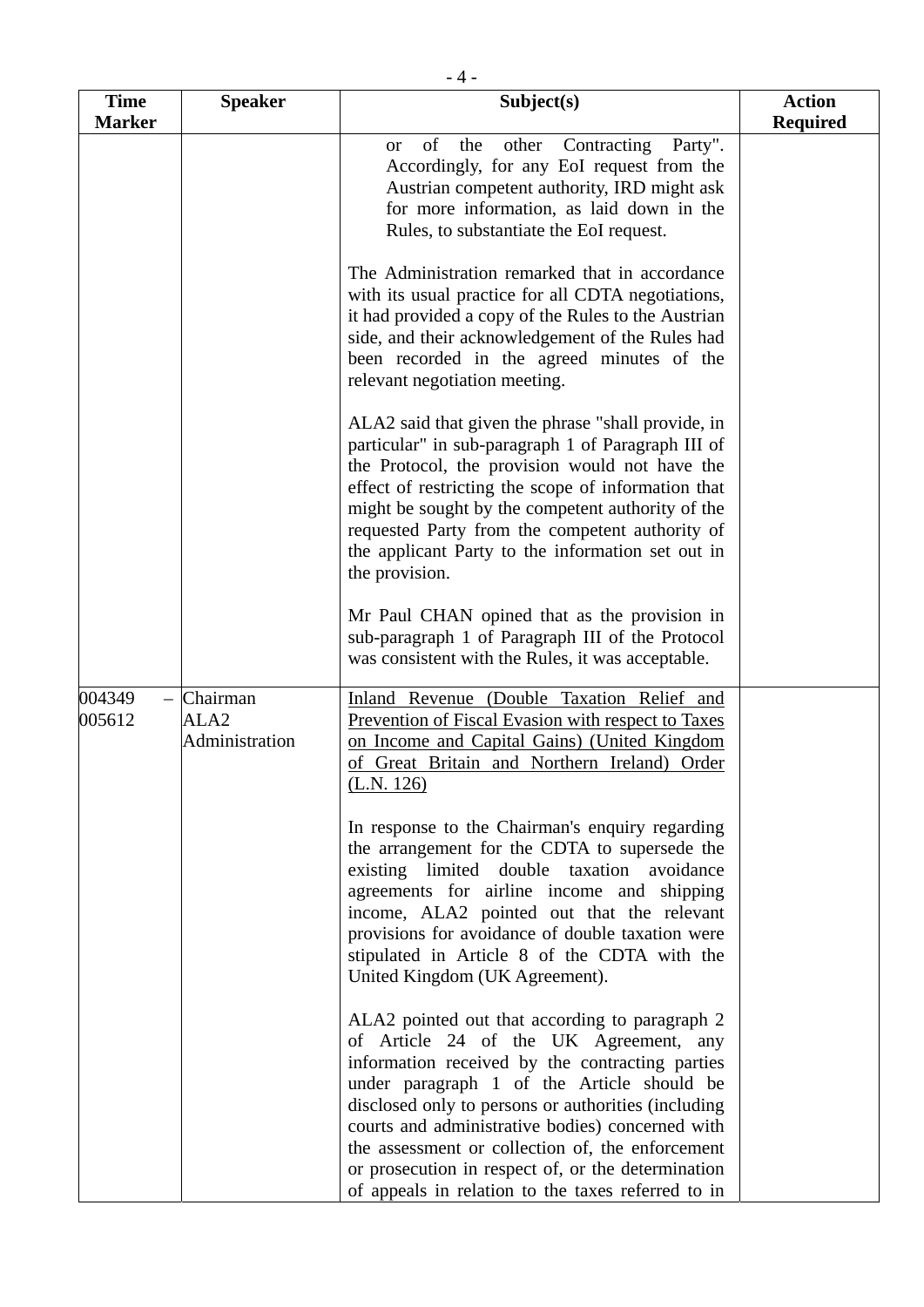| Time Marker | Speaker | Subject(s) | Action Required |
|---|---|---|---|
| | | or of the other Contracting Party". Accordingly, for any EoI request from the Austrian competent authority, IRD might ask for more information, as laid down in the Rules, to substantiate the EoI request.<br><br>The Administration remarked that in accordance with its usual practice for all CDTA negotiations, it had provided a copy of the Rules to the Austrian side, and their acknowledgement of the Rules had been recorded in the agreed minutes of the relevant negotiation meeting.<br><br>ALA2 said that given the phrase "shall provide, in particular" in sub-paragraph 1 of Paragraph III of the Protocol, the provision would not have the effect of restricting the scope of information that might be sought by the competent authority of the requested Party from the competent authority of the applicant Party to the information set out in the provision.<br><br>Mr Paul CHAN opined that as the provision in sub-paragraph 1 of Paragraph III of the Protocol was consistent with the Rules, it was acceptable. | |
| 004349 – 005612 | Chairman<br>ALA2<br>Administration | <u>Inland Revenue (Double Taxation Relief and Prevention of Fiscal Evasion with respect to Taxes on Income and Capital Gains) (United Kingdom of Great Britain and Northern Ireland) Order (L.N. 126)</u><br><br>In response to the Chairman's enquiry regarding the arrangement for the CDTA to supersede the existing limited double taxation avoidance agreements for airline income and shipping income, ALA2 pointed out that the relevant provisions for avoidance of double taxation were stipulated in Article 8 of the CDTA with the United Kingdom (UK Agreement).<br><br>ALA2 pointed out that according to paragraph 2 of Article 24 of the UK Agreement, any information received by the contracting parties under paragraph 1 of the Article should be disclosed only to persons or authorities (including courts and administrative bodies) concerned with the assessment or collection of, the enforcement or prosecution in respect of, or the determination of appeals in relation to the taxes referred to in | |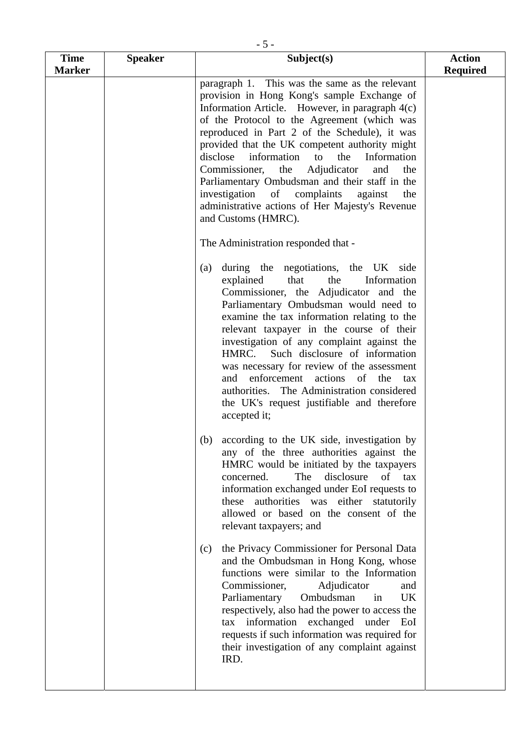| Time Marker | Speaker | Subject(s) | Action Required |
|---|---|---|---|
| | | paragraph 1. This was the same as the relevant provision in Hong Kong's sample Exchange of Information Article. However, in paragraph 4(c) of the Protocol to the Agreement (which was reproduced in Part 2 of the Schedule), it was provided that the UK competent authority might disclose information to the Information Commissioner, the Adjudicator and the Parliamentary Ombudsman and their staff in the investigation of complaints against the administrative actions of Her Majesty's Revenue and Customs (HMRC).<br><br>The Administration responded that -<br><br>(a) during the negotiations, the UK side explained that the Information Commissioner, the Adjudicator and the Parliamentary Ombudsman would need to examine the tax information relating to the relevant taxpayer in the course of their investigation of any complaint against the HMRC. Such disclosure of information was necessary for review of the assessment and enforcement actions of the tax authorities. The Administration considered the UK's request justifiable and therefore accepted it;<br><br>(b) according to the UK side, investigation by any of the three authorities against the HMRC would be initiated by the taxpayers concerned. The disclosure of tax information exchanged under EoI requests to these authorities was either statutorily allowed or based on the consent of the relevant taxpayers; and<br><br>(c) the Privacy Commissioner for Personal Data and the Ombudsman in Hong Kong, whose functions were similar to the Information Commissioner, Adjudicator and Parliamentary Ombudsman in UK respectively, also had the power to access the tax information exchanged under EoI requests if such information was required for their investigation of any complaint against IRD. | |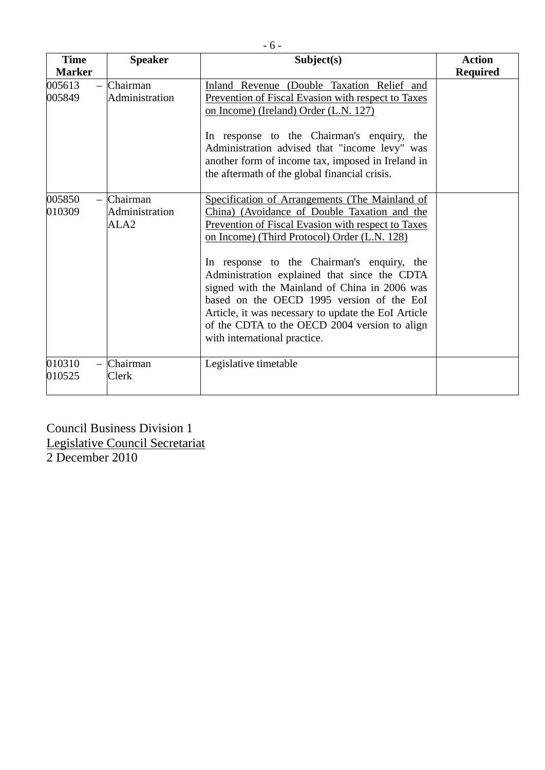| Time Marker | Speaker | Subject(s) | Action Required |
|---|---|---|---|
| 005613 – 005849 | Chairman<br>Administration | Inland Revenue (Double Taxation Relief and Prevention of Fiscal Evasion with respect to Taxes on Income) (Ireland) Order (L.N. 127)<br><br>In response to the Chairman's enquiry, the Administration advised that "income levy" was another form of income tax, imposed in Ireland in the aftermath of the global financial crisis. | |
| 005850 – 010309 | Chairman<br>Administration<br>ALA2 | Specification of Arrangements (The Mainland of China) (Avoidance of Double Taxation and the Prevention of Fiscal Evasion with respect to Taxes on Income) (Third Protocol) Order (L.N. 128)<br><br>In response to the Chairman's enquiry, the Administration explained that since the CDTA signed with the Mainland of China in 2006 was based on the OECD 1995 version of the EoI Article, it was necessary to update the EoI Article of the CDTA to the OECD 2004 version to align with international practice. | |
| 010310 – 010525 | Chairman<br>Clerk | Legislative timetable | |

Council Business Division 1
Legislative Council Secretariat
2 December 2010